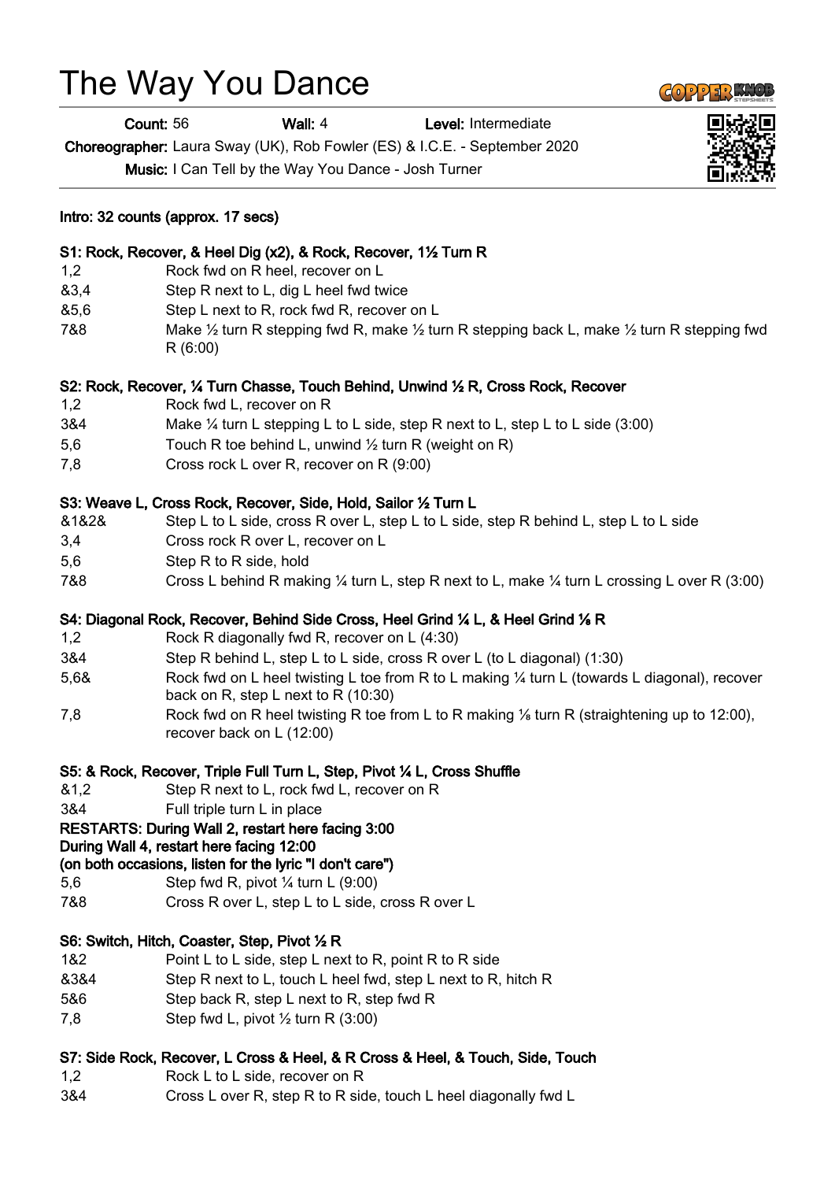# The Way You Dance

**Count:** 56 **Wall:** 4 **Level:** Intermediate

**Choreographer:** Laura Sway (UK), Rob Fowler (ES) & I.C.E. - September 2020

**Music:** I Can Tell by the Way You Dance - Josh Turner

**Intro: 32 counts (approx. 17 secs)**

**S1: Rock, Recover, & Heel Dig (x2), & Rock, Recover, 1½ Turn R**

| | |
|---|---|
| 1,2 | Rock fwd on R heel, recover on L |
| &3,4 | Step R next to L, dig L heel fwd twice |
| &5,6 | Step L next to R, rock fwd R, recover on L |
| 7&8 | Make ½ turn R stepping fwd R, make ½ turn R stepping back L, make ½ turn R stepping fwd R (6:00) |

**S2: Rock, Recover, ¼ Turn Chasse, Touch Behind, Unwind ½ R, Cross Rock, Recover**

| | |
|---|---|
| 1,2 | Rock fwd L, recover on R |
| 3&4 | Make ¼ turn L stepping L to L side, step R next to L, step L to L side (3:00) |
| 5,6 | Touch R toe behind L, unwind ½ turn R (weight on R) |
| 7,8 | Cross rock L over R, recover on R (9:00) |

**S3: Weave L, Cross Rock, Recover, Side, Hold, Sailor ½ Turn L**

| | |
|---|---|
| &1&2& | Step L to L side, cross R over L, step L to L side, step R behind L, step L to L side |
| 3,4 | Cross rock R over L, recover on L |
| 5,6 | Step R to R side, hold |
| 7&8 | Cross L behind R making ¼ turn L, step R next to L, make ¼ turn L crossing L over R (3:00) |

**S4: Diagonal Rock, Recover, Behind Side Cross, Heel Grind ¼ L, & Heel Grind ⅛ R**

| | |
|---|---|
| 1,2 | Rock R diagonally fwd R, recover on L (4:30) |
| 3&4 | Step R behind L, step L to L side, cross R over L (to L diagonal) (1:30) |
| 5,6& | Rock fwd on L heel twisting L toe from R to L making ¼ turn L (towards L diagonal), recover back on R, step L next to R (10:30) |
| 7,8 | Rock fwd on R heel twisting R toe from L to R making ⅛ turn R (straightening up to 12:00), recover back on L (12:00) |

**S5: & Rock, Recover, Triple Full Turn L, Step, Pivot ¼ L, Cross Shuffle**

| | |
|---|---|
| &1,2 | Step R next to L, rock fwd L, recover on R |
| 3&4 | Full triple turn L in place |

**RESTARTS: During Wall 2, restart here facing 3:00**
**During Wall 4, restart here facing 12:00**
**(on both occasions, listen for the lyric "I don't care")**

| | |
|---|---|
| 5,6 | Step fwd R, pivot ¼ turn L (9:00) |
| 7&8 | Cross R over L, step L to L side, cross R over L |

**S6: Switch, Hitch, Coaster, Step, Pivot ½ R**

| | |
|---|---|
| 1&2 | Point L to L side, step L next to R, point R to R side |
| &3&4 | Step R next to L, touch L heel fwd, step L next to R, hitch R |
| 5&6 | Step back R, step L next to R, step fwd R |
| 7,8 | Step fwd L, pivot ½ turn R (3:00) |

**S7: Side Rock, Recover, L Cross & Heel, & R Cross & Heel, & Touch, Side, Touch**

| | |
|---|---|
| 1,2 | Rock L to L side, recover on R |
| 3&4 | Cross L over R, step R to R side, touch L heel diagonally fwd L |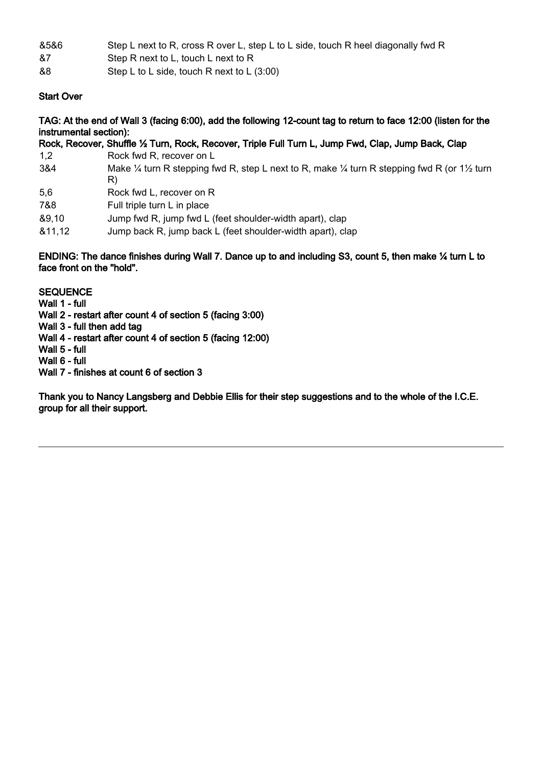| | |
|---|---|
| &5&6 | Step L next to R, cross R over L, step L to L side, touch R heel diagonally fwd R |
| &7 | Step R next to L, touch L next to R |
| &8 | Step L to L side, touch R next to L (3:00) |

**Start Over**

**TAG: At the end of Wall 3 (facing 6:00), add the following 12-count tag to return to face 12:00 (listen for the instrumental section):**

**Rock, Recover, Shuffle ½ Turn, Rock, Recover, Triple Full Turn L, Jump Fwd, Clap, Jump Back, Clap**

| | |
|---|---|
| 1,2 | Rock fwd R, recover on L |
| 3&4 | Make ¼ turn R stepping fwd R, step L next to R, make ¼ turn R stepping fwd R (or 1½ turn R) |
| 5,6 | Rock fwd L, recover on R |
| 7&8 | Full triple turn L in place |
| &9,10 | Jump fwd R, jump fwd L (feet shoulder-width apart), clap |
| &11,12 | Jump back R, jump back L (feet shoulder-width apart), clap |

**ENDING: The dance finishes during Wall 7. Dance up to and including S3, count 5, then make ¼ turn L to face front on the "hold".**

**SEQUENCE**

**Wall 1 - full**
**Wall 2 - restart after count 4 of section 5 (facing 3:00)**
**Wall 3 - full then add tag**
**Wall 4 - restart after count 4 of section 5 (facing 12:00)**
**Wall 5 - full**
**Wall 6 - full**
**Wall 7 - finishes at count 6 of section 3**

**Thank you to Nancy Langsberg and Debbie Ellis for their step suggestions and to the whole of the I.C.E. group for all their support.**